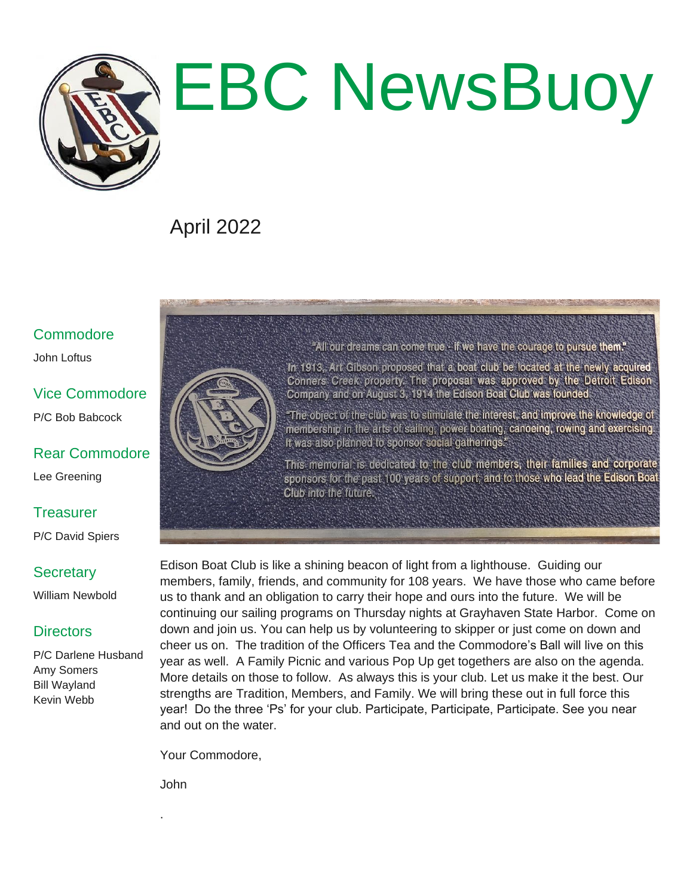# EBC NewsBuoy

April 2022

## Commodore

John Loftus

## Vice Commodore

P/C Bob Babcock

## Rear Commodore

Lee Greening

## Treasurer

P/C David Spiers

## Secretary

William Newbold

## Directors

P/C Darlene Husband
Amy Somers
Bill Wayland
Kevin Webb

"All our dreams can come true - if we have the courage to pursue them."

In 1913, Art Gibson proposed that a boat club be located at the newly acquired Conners Creek property. The proposal was approved by the Detroit Edison Company and on August 3, 1914 the Edison Boat Club was founded.

"The object of the club was to stimulate the interest, and improve the knowledge of membership in the arts of sailing, power boating, canoeing, rowing and exercising. It was also planned to sponsor social gatherings."

This memorial is dedicated to the club members, their families and corporate sponsors for the past 100 years of support, and to those who lead the Edison Boat Club into the future.

Edison Boat Club is like a shining beacon of light from a lighthouse. Guiding our members, family, friends, and community for 108 years. We have those who came before us to thank and an obligation to carry their hope and ours into the future. We will be continuing our sailing programs on Thursday nights at Grayhaven State Harbor. Come on down and join us. You can help us by volunteering to skipper or just come on down and cheer us on. The tradition of the Officers Tea and the Commodore's Ball will live on this year as well. A Family Picnic and various Pop Up get togethers are also on the agenda. More details on those to follow. As always this is your club. Let us make it the best. Our strengths are Tradition, Members, and Family. We will bring these out in full force this year! Do the three 'Ps' for your club. Participate, Participate, Participate. See you near and out on the water.

Your Commodore,

John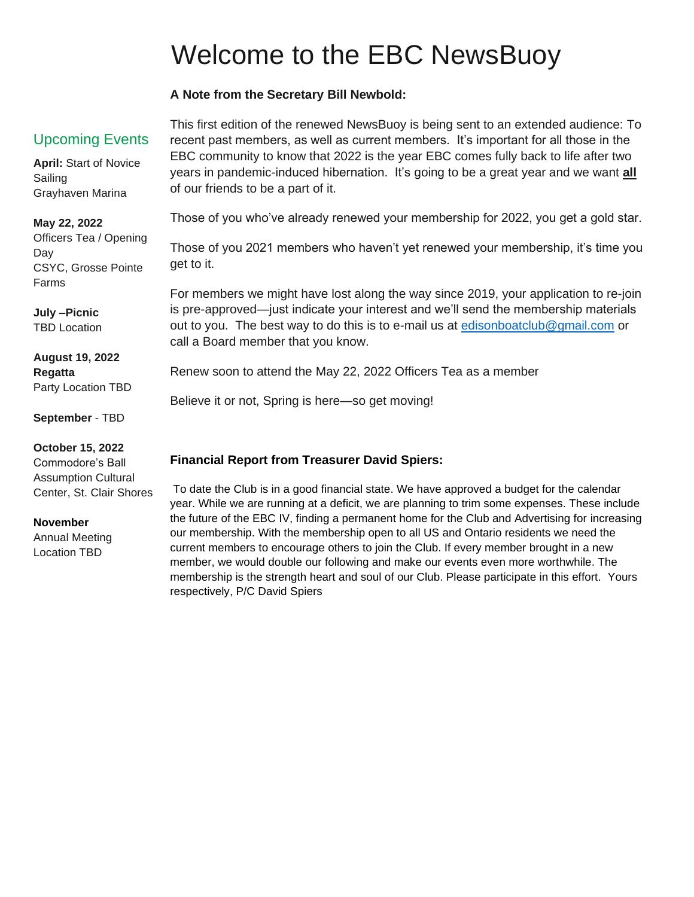# Welcome to the EBC NewsBuoy

## Upcoming Events

**April:** Start of Novice Sailing
Grayhaven Marina

**May 22, 2022**
Officers Tea / Opening Day
CSYC, Grosse Pointe Farms

**July –Picnic**
TBD Location

**August 19, 2022**
**Regatta**
Party Location TBD

**September** - TBD

**October 15, 2022**
Commodore's Ball
Assumption Cultural Center, St. Clair Shores

**November**
Annual Meeting
Location TBD

**A Note from the Secretary Bill Newbold:**

This first edition of the renewed NewsBuoy is being sent to an extended audience: To recent past members, as well as current members. It's important for all those in the EBC community to know that 2022 is the year EBC comes fully back to life after two years in pandemic-induced hibernation. It's going to be a great year and we want **all** of our friends to be a part of it.

Those of you who've already renewed your membership for 2022, you get a gold star.

Those of you 2021 members who haven't yet renewed your membership, it's time you get to it.

For members we might have lost along the way since 2019, your application to re-join is pre-approved—just indicate your interest and we'll send the membership materials out to you. The best way to do this is to e-mail us at edisonboatclub@gmail.com or call a Board member that you know.

Renew soon to attend the May 22, 2022 Officers Tea as a member

Believe it or not, Spring is here—so get moving!

**Financial Report from Treasurer David Spiers:**

To date the Club is in a good financial state. We have approved a budget for the calendar year. While we are running at a deficit, we are planning to trim some expenses. These include the future of the EBC IV, finding a permanent home for the Club and Advertising for increasing our membership. With the membership open to all US and Ontario residents we need the current members to encourage others to join the Club. If every member brought in a new member, we would double our following and make our events even more worthwhile. The membership is the strength heart and soul of our Club. Please participate in this effort. Yours respectively, P/C David Spiers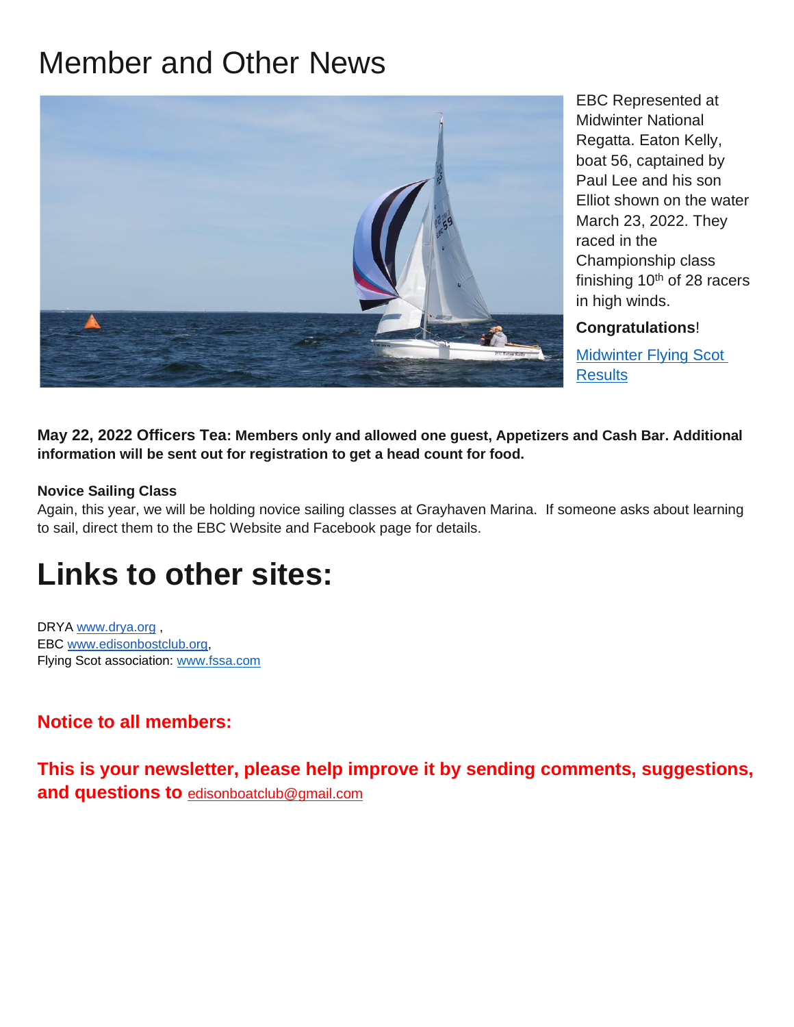# Member and Other News

EBC Represented at Midwinter National Regatta. Eaton Kelly, boat 56, captained by Paul Lee and his son Elliot shown on the water March 23, 2022. They raced in the Championship class finishing 10th of 28 racers in high winds.

**Congratulations**!

[Midwinter Flying Scot Results]

**May 22, 2022 Officers Tea: Members only and allowed one guest, Appetizers and Cash Bar. Additional information will be sent out for registration to get a head count for food.**

**Novice Sailing Class**

Again, this year, we will be holding novice sailing classes at Grayhaven Marina. If someone asks about learning to sail, direct them to the EBC Website and Facebook page for details.

# Links to other sites:

DRYA www.drya.org ,
EBC www.edisonbostclub.org,
Flying Scot association: www.fssa.com

**Notice to all members:**

**This is your newsletter, please help improve it by sending comments, suggestions, and questions to** edisonboatclub@gmail.com